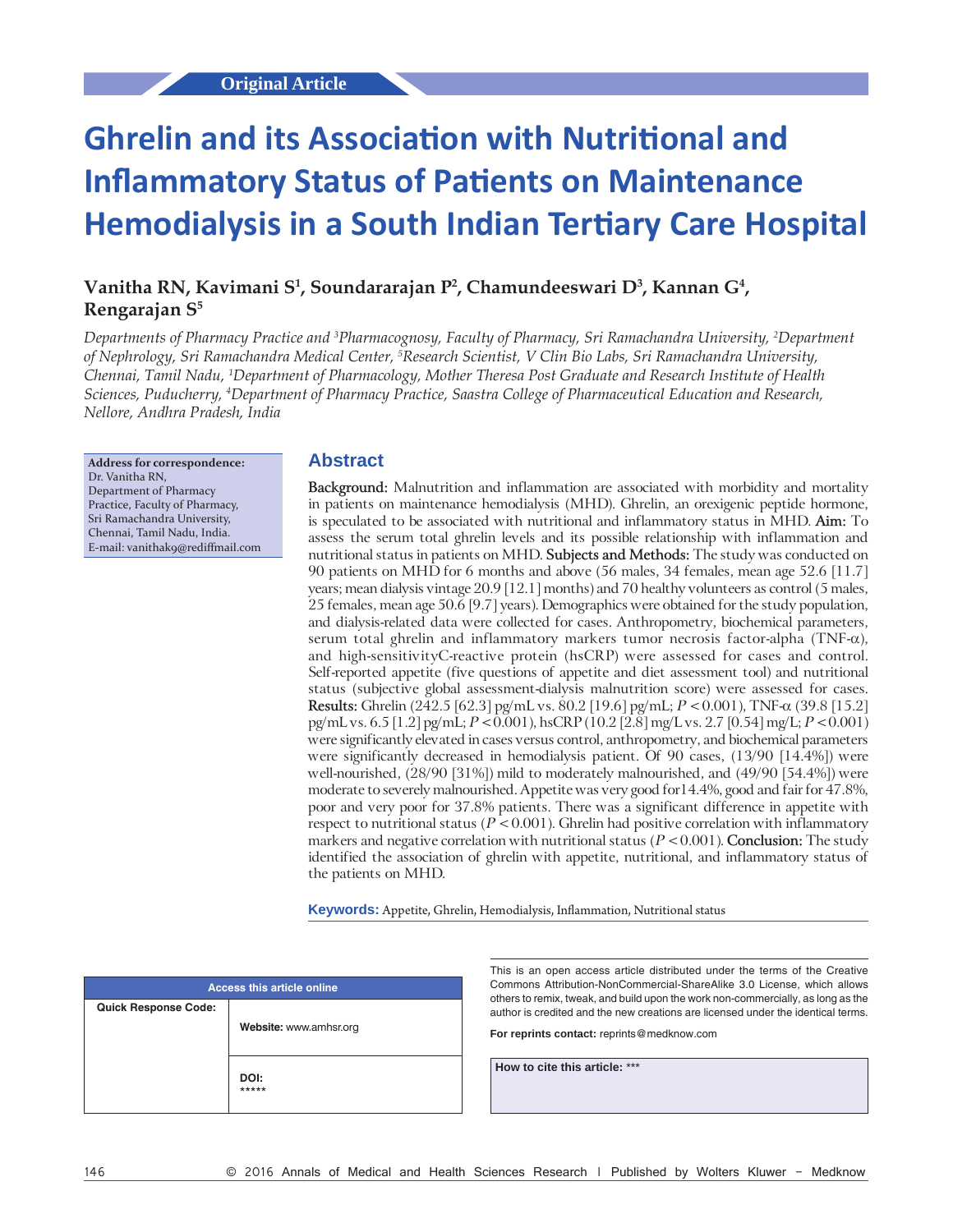Original Article

# Ghrelin and its Association with Nutritional and Inflammatory Status of Patients on Maintenance Hemodialysis in a South Indian Tertiary Care Hospital

**Vanitha RN, Kavimani S[1], Soundararajan P[2], Chamundeeswari D[3], Kannan G[4], Rengarajan S[5]**

*Departments of Pharmacy Practice and [3]Pharmacognosy, Faculty of Pharmacy, Sri Ramachandra University, [2]Department of Nephrology, Sri Ramachandra Medical Center, [5]Research Scientist, V Clin Bio Labs, Sri Ramachandra University, Chennai, Tamil Nadu, [1]Department of Pharmacology, Mother Theresa Post Graduate and Research Institute of Health Sciences, Puducherry, [4]Department of Pharmacy Practice, Saastra College of Pharmaceutical Education and Research, Nellore, Andhra Pradesh, India*

**Address for correspondence:**
Dr. Vanitha RN,
Department of Pharmacy Practice, Faculty of Pharmacy, Sri Ramachandra University, Chennai, Tamil Nadu, India.
E-mail: vanithak9@rediffmail.com

## Abstract

**Background:** Malnutrition and inflammation are associated with morbidity and mortality in patients on maintenance hemodialysis (MHD). Ghrelin, an orexigenic peptide hormone, is speculated to be associated with nutritional and inflammatory status in MHD. **Aim:** To assess the serum total ghrelin levels and its possible relationship with inflammation and nutritional status in patients on MHD. **Subjects and Methods:** The study was conducted on 90 patients on MHD for 6 months and above (56 males, 34 females, mean age 52.6 [11.7] years; mean dialysis vintage 20.9 [12.1] months) and 70 healthy volunteers as control (5 males, 25 females, mean age 50.6 [9.7] years). Demographics were obtained for the study population, and dialysis-related data were collected for cases. Anthropometry, biochemical parameters, serum total ghrelin and inflammatory markers tumor necrosis factor-alpha (TNF-α), and high-sensitivityC-reactive protein (hsCRP) were assessed for cases and control. Self-reported appetite (five questions of appetite and diet assessment tool) and nutritional status (subjective global assessment-dialysis malnutrition score) were assessed for cases. **Results:** Ghrelin (242.5 [62.3] pg/mL vs. 80.2 [19.6] pg/mL; $P < 0.001$), TNF-α (39.8 [15.2] pg/mL vs. 6.5 [1.2] pg/mL; $P < 0.001$), hsCRP (10.2 [2.8] mg/L vs. 2.7 [0.54] mg/L; $P < 0.001$) were significantly elevated in cases versus control, anthropometry, and biochemical parameters were significantly decreased in hemodialysis patient. Of 90 cases, (13/90 [14.4%]) were well-nourished, (28/90 [31%]) mild to moderately malnourished, and (49/90 [54.4%]) were moderate to severely malnourished. Appetite was very good for14.4%, good and fair for 47.8%, poor and very poor for 37.8% patients. There was a significant difference in appetite with respect to nutritional status ($P < 0.001$). Ghrelin had positive correlation with inflammatory markers and negative correlation with nutritional status ($P < 0.001$). **Conclusion:** The study identified the association of ghrelin with appetite, nutritional, and inflammatory status of the patients on MHD.

**Keywords:** Appetite, Ghrelin, Hemodialysis, Inflammation, Nutritional status

| Access this article online | |
|---|---|
| Quick Response Code: | Website: www.amhsr.org |
| | DOI: ***** |

This is an open access article distributed under the terms of the Creative Commons Attribution-NonCommercial-ShareAlike 3.0 License, which allows others to remix, tweak, and build upon the work non-commercially, as long as the author is credited and the new creations are licensed under the identical terms.

For reprints contact: reprints@medknow.com

**How to cite this article:** ***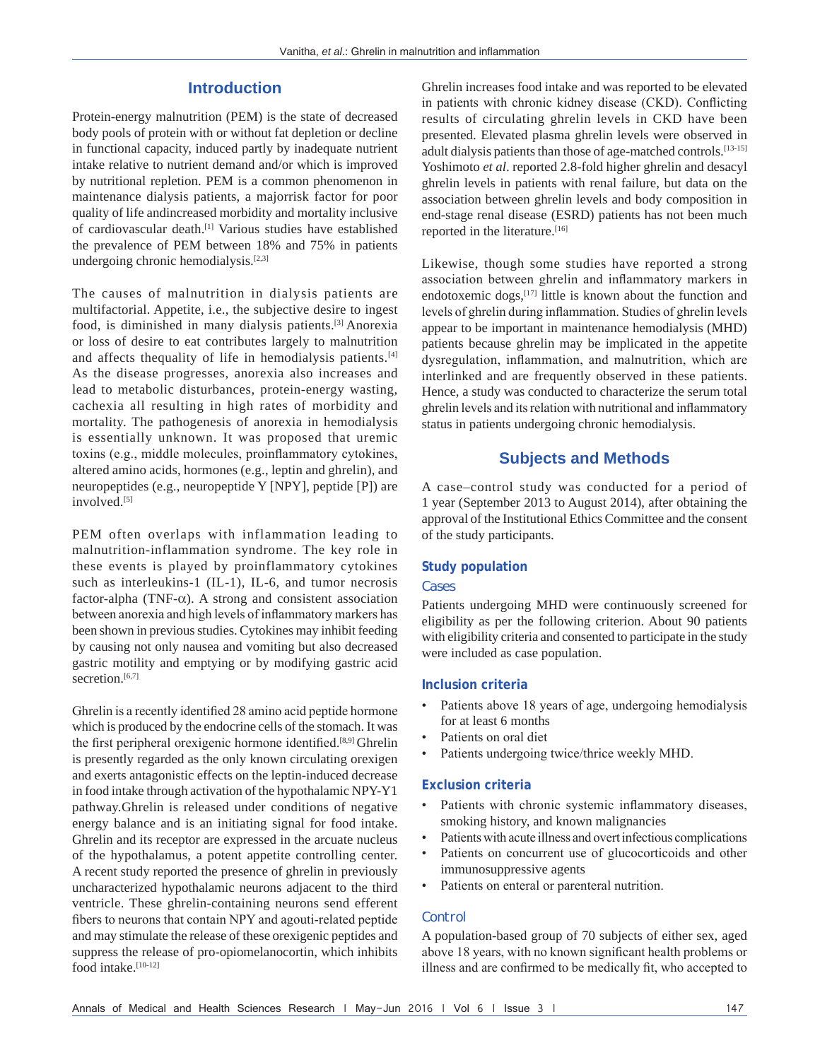## Introduction

Protein-energy malnutrition (PEM) is the state of decreased body pools of protein with or without fat depletion or decline in functional capacity, induced partly by inadequate nutrient intake relative to nutrient demand and/or which is improved by nutritional repletion. PEM is a common phenomenon in maintenance dialysis patients, a majorrisk factor for poor quality of life andincreased morbidity and mortality inclusive of cardiovascular death.[1] Various studies have established the prevalence of PEM between 18% and 75% in patients undergoing chronic hemodialysis.[2,3]

The causes of malnutrition in dialysis patients are multifactorial. Appetite, i.e., the subjective desire to ingest food, is diminished in many dialysis patients.[3] Anorexia or loss of desire to eat contributes largely to malnutrition and affects thequality of life in hemodialysis patients.[4] As the disease progresses, anorexia also increases and lead to metabolic disturbances, protein-energy wasting, cachexia all resulting in high rates of morbidity and mortality. The pathogenesis of anorexia in hemodialysis is essentially unknown. It was proposed that uremic toxins (e.g., middle molecules, proinflammatory cytokines, altered amino acids, hormones (e.g., leptin and ghrelin), and neuropeptides (e.g., neuropeptide Y [NPY], peptide [P]) are involved.[5]

PEM often overlaps with inflammation leading to malnutrition-inflammation syndrome. The key role in these events is played by proinflammatory cytokines such as interleukins-1 (IL-1), IL-6, and tumor necrosis factor-alpha (TNF-$\alpha$). A strong and consistent association between anorexia and high levels of inflammatory markers has been shown in previous studies. Cytokines may inhibit feeding by causing not only nausea and vomiting but also decreased gastric motility and emptying or by modifying gastric acid secretion.[6,7]

Ghrelin is a recently identified 28 amino acid peptide hormone which is produced by the endocrine cells of the stomach. It was the first peripheral orexigenic hormone identified.[8,9] Ghrelin is presently regarded as the only known circulating orexigen and exerts antagonistic effects on the leptin-induced decrease in food intake through activation of the hypothalamic NPY-Y1 pathway.Ghrelin is released under conditions of negative energy balance and is an initiating signal for food intake. Ghrelin and its receptor are expressed in the arcuate nucleus of the hypothalamus, a potent appetite controlling center. A recent study reported the presence of ghrelin in previously uncharacterized hypothalamic neurons adjacent to the third ventricle. These ghrelin-containing neurons send efferent fibers to neurons that contain NPY and agouti-related peptide and may stimulate the release of these orexigenic peptides and suppress the release of pro-opiomelanocortin, which inhibits food intake.[10-12]

Ghrelin increases food intake and was reported to be elevated in patients with chronic kidney disease (CKD). Conflicting results of circulating ghrelin levels in CKD have been presented. Elevated plasma ghrelin levels were observed in adult dialysis patients than those of age-matched controls.[13-15] Yoshimoto *et al*. reported 2.8-fold higher ghrelin and desacyl ghrelin levels in patients with renal failure, but data on the association between ghrelin levels and body composition in end-stage renal disease (ESRD) patients has not been much reported in the literature.[16]

Likewise, though some studies have reported a strong association between ghrelin and inflammatory markers in endotoxemic dogs,[17] little is known about the function and levels of ghrelin during inflammation. Studies of ghrelin levels appear to be important in maintenance hemodialysis (MHD) patients because ghrelin may be implicated in the appetite dysregulation, inflammation, and malnutrition, which are interlinked and are frequently observed in these patients. Hence, a study was conducted to characterize the serum total ghrelin levels and its relation with nutritional and inflammatory status in patients undergoing chronic hemodialysis.

## Subjects and Methods

A case–control study was conducted for a period of 1 year (September 2013 to August 2014), after obtaining the approval of the Institutional Ethics Committee and the consent of the study participants.

### Study population

#### Cases

Patients undergoing MHD were continuously screened for eligibility as per the following criterion. About 90 patients with eligibility criteria and consented to participate in the study were included as case population.

### Inclusion criteria

- Patients above 18 years of age, undergoing hemodialysis for at least 6 months
- Patients on oral diet
- Patients undergoing twice/thrice weekly MHD.

### Exclusion criteria

- Patients with chronic systemic inflammatory diseases, smoking history, and known malignancies
- Patients with acute illness and overt infectious complications
- Patients on concurrent use of glucocorticoids and other immunosuppressive agents
- Patients on enteral or parenteral nutrition.

#### Control

A population-based group of 70 subjects of either sex, aged above 18 years, with no known significant health problems or illness and are confirmed to be medically fit, who accepted to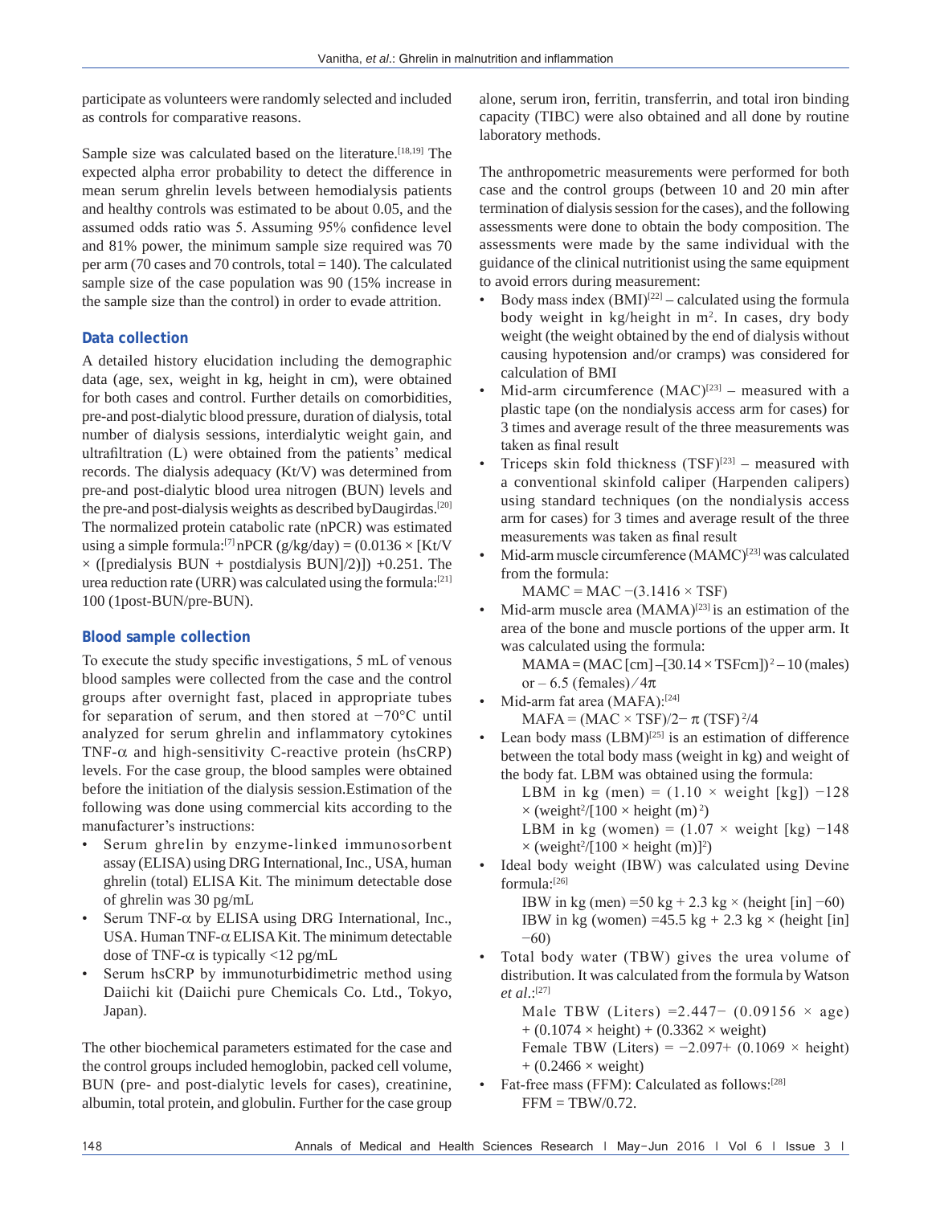participate as volunteers were randomly selected and included as controls for comparative reasons.

Sample size was calculated based on the literature.[18,19] The expected alpha error probability to detect the difference in mean serum ghrelin levels between hemodialysis patients and healthy controls was estimated to be about 0.05, and the assumed odds ratio was 5. Assuming 95% confidence level and 81% power, the minimum sample size required was 70 per arm (70 cases and 70 controls, total = 140). The calculated sample size of the case population was 90 (15% increase in the sample size than the control) in order to evade attrition.

### Data collection

A detailed history elucidation including the demographic data (age, sex, weight in kg, height in cm), were obtained for both cases and control. Further details on comorbidities, pre-and post-dialytic blood pressure, duration of dialysis, total number of dialysis sessions, interdialytic weight gain, and ultrafiltration (L) were obtained from the patients' medical records. The dialysis adequacy (Kt/V) was determined from pre-and post-dialytic blood urea nitrogen (BUN) levels and the pre-and post-dialysis weights as described byDaugirdas.[20] The normalized protein catabolic rate (nPCR) was estimated using a simple formula:[7] nPCR (g/kg/day) = (0.0136 × [Kt/V × ([predialysis BUN + postdialysis BUN]/2)]) +0.251. The urea reduction rate (URR) was calculated using the formula:[21] 100 (1post-BUN/pre-BUN).

### Blood sample collection

To execute the study specific investigations, 5 mL of venous blood samples were collected from the case and the control groups after overnight fast, placed in appropriate tubes for separation of serum, and then stored at −70°C until analyzed for serum ghrelin and inflammatory cytokines TNF-α and high-sensitivity C-reactive protein (hsCRP) levels. For the case group, the blood samples were obtained before the initiation of the dialysis session.Estimation of the following was done using commercial kits according to the manufacturer's instructions:

- Serum ghrelin by enzyme-linked immunosorbent assay (ELISA) using DRG International, Inc., USA, human ghrelin (total) ELISA Kit. The minimum detectable dose of ghrelin was 30 pg/mL
- Serum TNF-α by ELISA using DRG International, Inc., USA. Human TNF-α ELISA Kit. The minimum detectable dose of TNF-α is typically <12 pg/mL
- Serum hsCRP by immunoturbidimetric method using Daiichi kit (Daiichi pure Chemicals Co. Ltd., Tokyo, Japan).

The other biochemical parameters estimated for the case and the control groups included hemoglobin, packed cell volume, BUN (pre- and post-dialytic levels for cases), creatinine, albumin, total protein, and globulin. Further for the case group alone, serum iron, ferritin, transferrin, and total iron binding capacity (TIBC) were also obtained and all done by routine laboratory methods.

The anthropometric measurements were performed for both case and the control groups (between 10 and 20 min after termination of dialysis session for the cases), and the following assessments were done to obtain the body composition. The assessments were made by the same individual with the guidance of the clinical nutritionist using the same equipment to avoid errors during measurement:

- Body mass index (BMI)[22] – calculated using the formula body weight in kg/height in m$^2$. In cases, dry body weight (the weight obtained by the end of dialysis without causing hypotension and/or cramps) was considered for calculation of BMI
- Mid-arm circumference (MAC)[23] – measured with a plastic tape (on the nondialysis access arm for cases) for 3 times and average result of the three measurements was taken as final result
- Triceps skin fold thickness (TSF)[23] – measured with a conventional skinfold caliper (Harpenden calipers) using standard techniques (on the nondialysis access arm for cases) for 3 times and average result of the three measurements was taken as final result
- Mid-arm muscle circumference (MAMC)[23] was calculated from the formula:

  MAMC = MAC −(3.1416 × TSF)
- Mid-arm muscle area (MAMA)[23] is an estimation of the area of the bone and muscle portions of the upper arm. It was calculated using the formula:

  MAMA = (MAC [cm] –[30.14 × TSFcm])$^2$ – 10 (males) or – 6.5 (females) / 4π
- Mid-arm fat area (MAFA):[24]

  MAFA = (MAC × TSF)/2− π (TSF)$^2$/4
- Lean body mass (LBM)[25] is an estimation of difference between the total body mass (weight in kg) and weight of the body fat. LBM was obtained using the formula:

  LBM in kg (men) = (1.10 × weight [kg]) −128 × (weight$^2$/[100 × height (m)$^2$)

  LBM in kg (women) = (1.07 × weight [kg) −148 × (weight$^2$/[100 × height (m)]$^2$)
- Ideal body weight (IBW) was calculated using Devine formula:[26]

  IBW in kg (men) =50 kg + 2.3 kg × (height [in] −60)

  IBW in kg (women) =45.5 kg + 2.3 kg × (height [in] −60)
- Total body water (TBW) gives the urea volume of distribution. It was calculated from the formula by Watson *et al.*:[27]

  Male TBW (Liters) =2.447− (0.09156 × age) + (0.1074 × height) + (0.3362 × weight)

  Female TBW (Liters) = −2.097+ (0.1069 × height) + (0.2466 × weight)
- Fat-free mass (FFM): Calculated as follows:[28]

  FFM = TBW/0.72.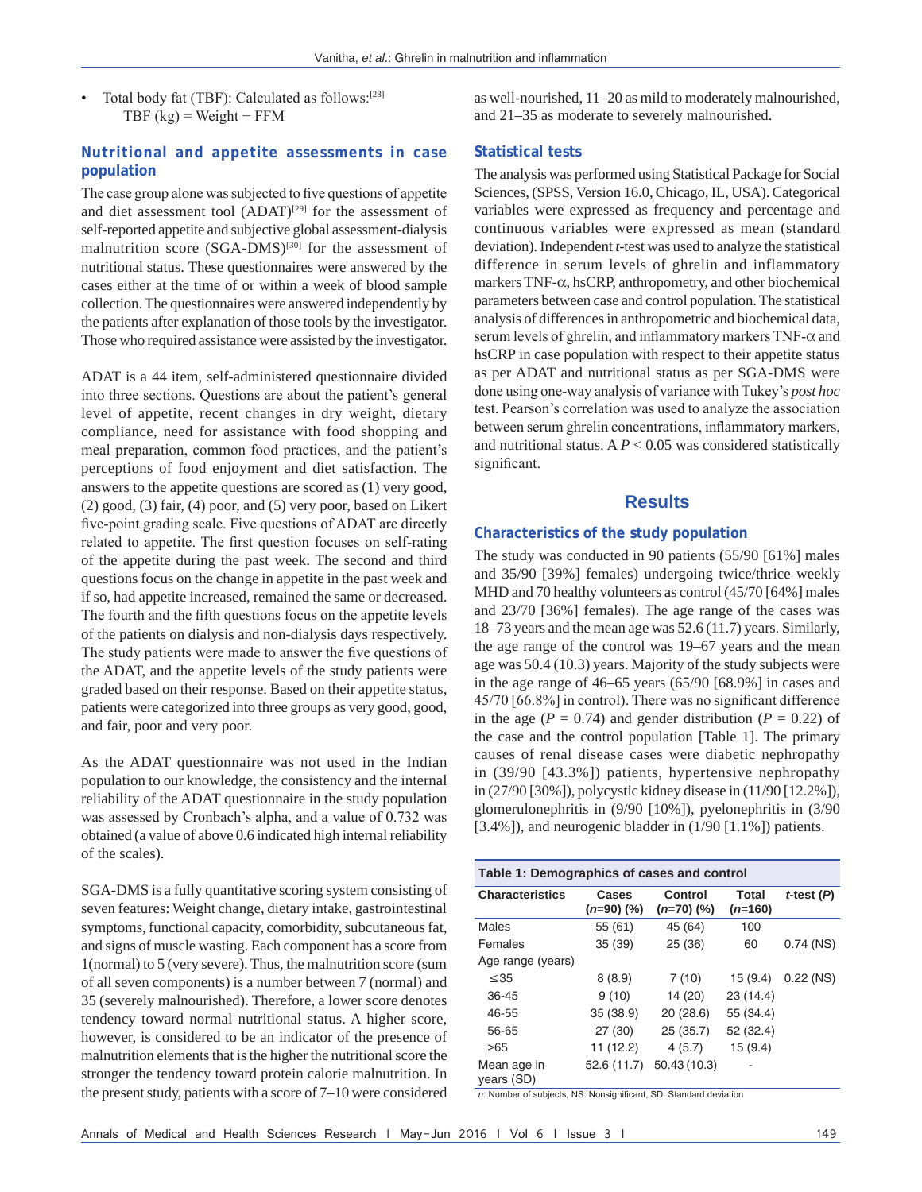- Total body fat (TBF): Calculated as follows:[28]
  TBF (kg) = Weight − FFM

### Nutritional and appetite assessments in case population

The case group alone was subjected to five questions of appetite and diet assessment tool (ADAT)[29] for the assessment of self-reported appetite and subjective global assessment-dialysis malnutrition score (SGA-DMS)[30] for the assessment of nutritional status. These questionnaires were answered by the cases either at the time of or within a week of blood sample collection. The questionnaires were answered independently by the patients after explanation of those tools by the investigator. Those who required assistance were assisted by the investigator.

ADAT is a 44 item, self-administered questionnaire divided into three sections. Questions are about the patient's general level of appetite, recent changes in dry weight, dietary compliance, need for assistance with food shopping and meal preparation, common food practices, and the patient's perceptions of food enjoyment and diet satisfaction. The answers to the appetite questions are scored as (1) very good, (2) good, (3) fair, (4) poor, and (5) very poor, based on Likert five-point grading scale. Five questions of ADAT are directly related to appetite. The first question focuses on self-rating of the appetite during the past week. The second and third questions focus on the change in appetite in the past week and if so, had appetite increased, remained the same or decreased. The fourth and the fifth questions focus on the appetite levels of the patients on dialysis and non-dialysis days respectively. The study patients were made to answer the five questions of the ADAT, and the appetite levels of the study patients were graded based on their response. Based on their appetite status, patients were categorized into three groups as very good, good, and fair, poor and very poor.

As the ADAT questionnaire was not used in the Indian population to our knowledge, the consistency and the internal reliability of the ADAT questionnaire in the study population was assessed by Cronbach's alpha, and a value of 0.732 was obtained (a value of above 0.6 indicated high internal reliability of the scales).

SGA-DMS is a fully quantitative scoring system consisting of seven features: Weight change, dietary intake, gastrointestinal symptoms, functional capacity, comorbidity, subcutaneous fat, and signs of muscle wasting. Each component has a score from 1(normal) to 5 (very severe). Thus, the malnutrition score (sum of all seven components) is a number between 7 (normal) and 35 (severely malnourished). Therefore, a lower score denotes tendency toward normal nutritional status. A higher score, however, is considered to be an indicator of the presence of malnutrition elements that is the higher the nutritional score the stronger the tendency toward protein calorie malnutrition. In the present study, patients with a score of 7–10 were considered as well-nourished, 11–20 as mild to moderately malnourished, and 21–35 as moderate to severely malnourished.

### Statistical tests

The analysis was performed using Statistical Package for Social Sciences, (SPSS, Version 16.0, Chicago, IL, USA). Categorical variables were expressed as frequency and percentage and continuous variables were expressed as mean (standard deviation). Independent *t*-test was used to analyze the statistical difference in serum levels of ghrelin and inflammatory markers TNF-α, hsCRP, anthropometry, and other biochemical parameters between case and control population. The statistical analysis of differences in anthropometric and biochemical data, serum levels of ghrelin, and inflammatory markers TNF-α and hsCRP in case population with respect to their appetite status as per ADAT and nutritional status as per SGA-DMS were done using one-way analysis of variance with Tukey's *post hoc* test. Pearson's correlation was used to analyze the association between serum ghrelin concentrations, inflammatory markers, and nutritional status. A $P < 0.05$ was considered statistically significant.

## Results

### Characteristics of the study population

The study was conducted in 90 patients (55/90 [61%] males and 35/90 [39%] females) undergoing twice/thrice weekly MHD and 70 healthy volunteers as control (45/70 [64%] males and 23/70 [36%] females). The age range of the cases was 18–73 years and the mean age was 52.6 (11.7) years. Similarly, the age range of the control was 19–67 years and the mean age was 50.4 (10.3) years. Majority of the study subjects were in the age range of 46–65 years (65/90 [68.9%] in cases and 45/70 [66.8%] in control). There was no significant difference in the age ($P$ = 0.74) and gender distribution ($P$ = 0.22) of the case and the control population [Table 1]. The primary causes of renal disease cases were diabetic nephropathy in (39/90 [43.3%]) patients, hypertensive nephropathy in (27/90 [30%]), polycystic kidney disease in (11/90 [12.2%]), glomerulonephritis in (9/90 [10%]), pyelonephritis in (3/90 [3.4%]), and neurogenic bladder in (1/90 [1.1%]) patients.

**Table 1: Demographics of cases and control**

| Characteristics | Cases (*n*=90) (%) | Control (*n*=70) (%) | Total (*n*=160) | *t*-test (*P*) |
|---|---|---|---|---|
| Males | 55 (61) | 45 (64) | 100 | |
| Females | 35 (39) | 25 (36) | 60 | 0.74 (NS) |
| Age range (years) | | | | |
| ≤35 | 8 (8.9) | 7 (10) | 15 (9.4) | 0.22 (NS) |
| 36-45 | 9 (10) | 14 (20) | 23 (14.4) | |
| 46-55 | 35 (38.9) | 20 (28.6) | 55 (34.4) | |
| 56-65 | 27 (30) | 25 (35.7) | 52 (32.4) | |
| >65 | 11 (12.2) | 4 (5.7) | 15 (9.4) | |
| Mean age in years (SD) | 52.6 (11.7) | 50.43 (10.3) | - | |

*n*: Number of subjects, NS: Nonsignificant, SD: Standard deviation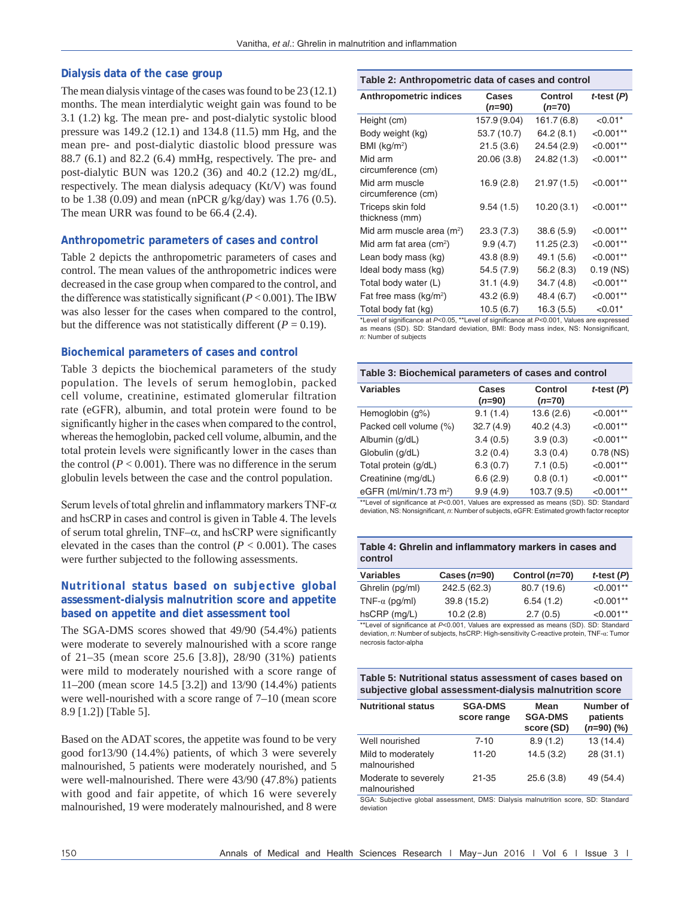## Dialysis data of the case group

The mean dialysis vintage of the cases was found to be 23 (12.1) months. The mean interdialytic weight gain was found to be 3.1 (1.2) kg. The mean pre- and post-dialytic systolic blood pressure was 149.2 (12.1) and 134.8 (11.5) mm Hg, and the mean pre- and post-dialytic diastolic blood pressure was 88.7 (6.1) and 82.2 (6.4) mmHg, respectively. The pre- and post-dialytic BUN was 120.2 (36) and 40.2 (12.2) mg/dL, respectively. The mean dialysis adequacy (Kt/V) was found to be 1.38 (0.09) and mean (nPCR g/kg/day) was 1.76 (0.5). The mean URR was found to be 66.4 (2.4).

## Anthropometric parameters of cases and control

Table 2 depicts the anthropometric parameters of cases and control. The mean values of the anthropometric indices were decreased in the case group when compared to the control, and the difference was statistically significant ($P < 0.001$). The IBW was also lesser for the cases when compared to the control, but the difference was not statistically different ($P = 0.19$).

## Biochemical parameters of cases and control

Table 3 depicts the biochemical parameters of the study population. The levels of serum hemoglobin, packed cell volume, creatinine, estimated glomerular filtration rate (eGFR), albumin, and total protein were found to be significantly higher in the cases when compared to the control, whereas the hemoglobin, packed cell volume, albumin, and the total protein levels were significantly lower in the cases than the control ($P < 0.001$). There was no difference in the serum globulin levels between the case and the control population.

Serum levels of total ghrelin and inflammatory markers TNF-$\alpha$ and hsCRP in cases and control is given in Table 4. The levels of serum total ghrelin, TNF–$\alpha$, and hsCRP were significantly elevated in the cases than the control ($P < 0.001$). The cases were further subjected to the following assessments.

## Nutritional status based on subjective global assessment-dialysis malnutrition score and appetite based on appetite and diet assessment tool

The SGA-DMS scores showed that 49/90 (54.4%) patients were moderate to severely malnourished with a score range of 21–35 (mean score 25.6 [3.8]), 28/90 (31%) patients were mild to moderately nourished with a score range of 11–200 (mean score 14.5 [3.2]) and 13/90 (14.4%) patients were well-nourished with a score range of 7–10 (mean score 8.9 [1.2]) [Table 5].

Based on the ADAT scores, the appetite was found to be very good for13/90 (14.4%) patients, of which 3 were severely malnourished, 5 patients were moderately nourished, and 5 were well-malnourished. There were 43/90 (47.8%) patients with good and fair appetite, of which 16 were severely malnourished, 19 were moderately malnourished, and 8 were

**Table 2: Anthropometric data of cases and control**

| Anthropometric indices | Cases ($n$=90) | Control ($n$=70) | $t$-test ($P$) |
|---|---|---|---|
| Height (cm) | 157.9 (9.04) | 161.7 (6.8) | <0.01* |
| Body weight (kg) | 53.7 (10.7) | 64.2 (8.1) | <0.001** |
| BMI (kg/m$^2$) | 21.5 (3.6) | 24.54 (2.9) | <0.001** |
| Mid arm circumference (cm) | 20.06 (3.8) | 24.82 (1.3) | <0.001** |
| Mid arm muscle circumference (cm) | 16.9 (2.8) | 21.97 (1.5) | <0.001** |
| Triceps skin fold thickness (mm) | 9.54 (1.5) | 10.20 (3.1) | <0.001** |
| Mid arm muscle area (m$^2$) | 23.3 (7.3) | 38.6 (5.9) | <0.001** |
| Mid arm fat area (cm$^2$) | 9.9 (4.7) | 11.25 (2.3) | <0.001** |
| Lean body mass (kg) | 43.8 (8.9) | 49.1 (5.6) | <0.001** |
| Ideal body mass (kg) | 54.5 (7.9) | 56.2 (8.3) | 0.19 (NS) |
| Total body water (L) | 31.1 (4.9) | 34.7 (4.8) | <0.001** |
| Fat free mass (kg/m$^2$) | 43.2 (6.9) | 48.4 (6.7) | <0.001** |
| Total body fat (kg) | 10.5 (6.7) | 16.3 (5.5) | <0.01* |

*Level of significance at $P$<0.05, **Level of significance at $P$<0.001, Values are expressed as means (SD). SD: Standard deviation, BMI: Body mass index, NS: Nonsignificant, $n$: Number of subjects

**Table 3: Biochemical parameters of cases and control**

| Variables | Cases ($n$=90) | Control ($n$=70) | $t$-test ($P$) |
|---|---|---|---|
| Hemoglobin (g%) | 9.1 (1.4) | 13.6 (2.6) | <0.001** |
| Packed cell volume (%) | 32.7 (4.9) | 40.2 (4.3) | <0.001** |
| Albumin (g/dL) | 3.4 (0.5) | 3.9 (0.3) | <0.001** |
| Globulin (g/dL) | 3.2 (0.4) | 3.3 (0.4) | 0.78 (NS) |
| Total protein (g/dL) | 6.3 (0.7) | 7.1 (0.5) | <0.001** |
| Creatinine (mg/dL) | 6.6 (2.9) | 0.8 (0.1) | <0.001** |
| eGFR (ml/min/1.73 m$^2$) | 9.9 (4.9) | 103.7 (9.5) | <0.001** |

**Level of significance at $P$<0.001, Values are expressed as means (SD). SD: Standard deviation, NS: Nonsignificant, $n$: Number of subjects, eGFR: Estimated growth factor receptor

**Table 4: Ghrelin and inflammatory markers in cases and control**

| Variables | Cases ($n$=90) | Control ($n$=70) | $t$-test ($P$) |
|---|---|---|---|
| Ghrelin (pg/ml) | 242.5 (62.3) | 80.7 (19.6) | <0.001** |
| TNF-$\alpha$ (pg/ml) | 39.8 (15.2) | 6.54 (1.2) | <0.001** |
| hsCRP (mg/L) | 10.2 (2.8) | 2.7 (0.5) | <0.001** |

**Level of significance at $P$<0.001, Values are expressed as means (SD). SD: Standard deviation, $n$: Number of subjects, hsCRP: High-sensitivity C-reactive protein, TNF-$\alpha$: Tumor necrosis factor-alpha

**Table 5: Nutritional status assessment of cases based on subjective global assessment-dialysis malnutrition score**

| Nutritional status | SGA-DMS score range | Mean SGA-DMS score (SD) | Number of patients ($n$=90) (%) |
|---|---|---|---|
| Well nourished | 7-10 | 8.9 (1.2) | 13 (14.4) |
| Mild to moderately malnourished | 11-20 | 14.5 (3.2) | 28 (31.1) |
| Moderate to severely malnourished | 21-35 | 25.6 (3.8) | 49 (54.4) |

SGA: Subjective global assessment, DMS: Dialysis malnutrition score, SD: Standard deviation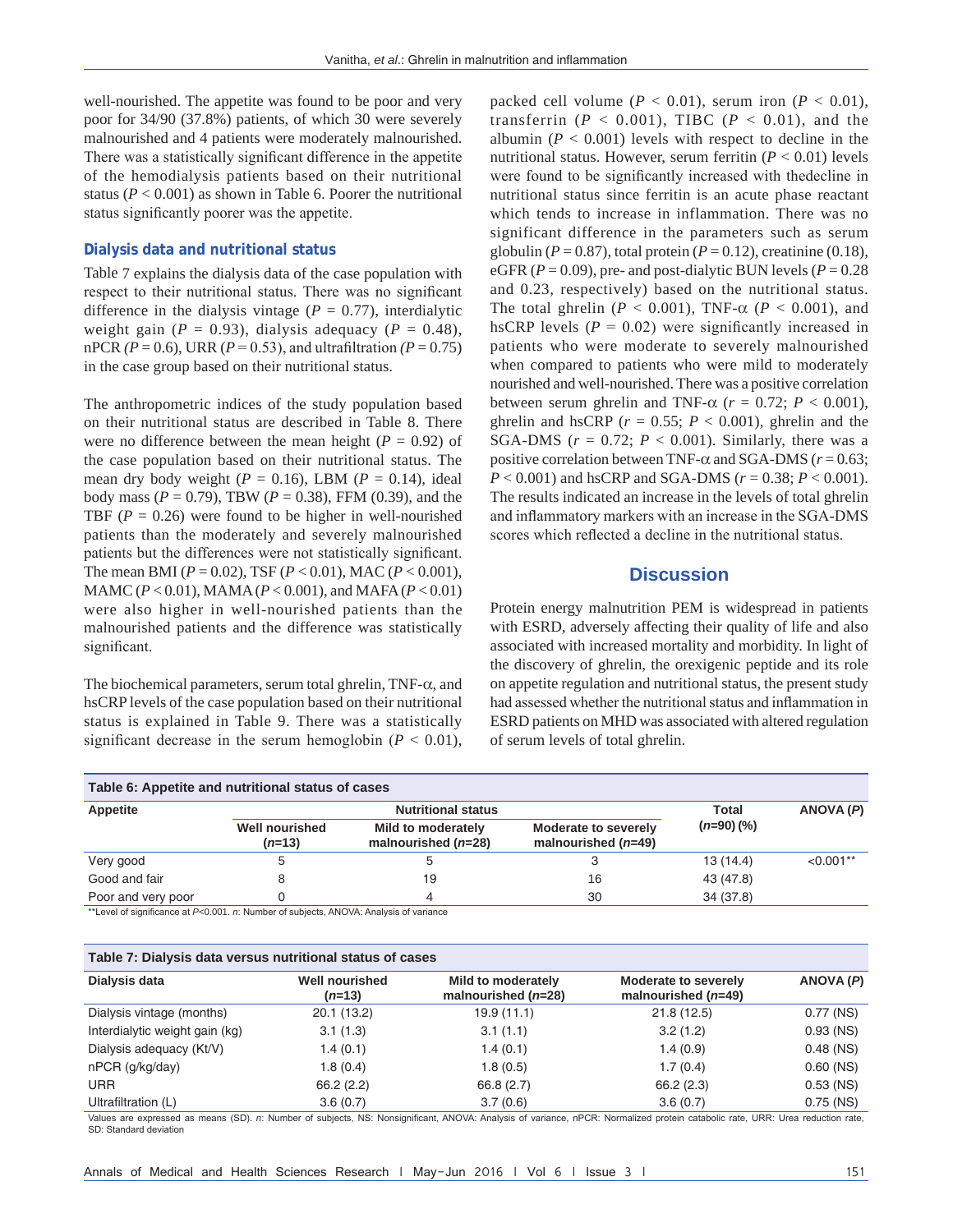well-nourished. The appetite was found to be poor and very poor for 34/90 (37.8%) patients, of which 30 were severely malnourished and 4 patients were moderately malnourished. There was a statistically significant difference in the appetite of the hemodialysis patients based on their nutritional status ($P < 0.001$) as shown in Table 6. Poorer the nutritional status significantly poorer was the appetite.

### Dialysis data and nutritional status

Table 7 explains the dialysis data of the case population with respect to their nutritional status. There was no significant difference in the dialysis vintage ($P = 0.77$), interdialytic weight gain ($P = 0.93$), dialysis adequacy ($P = 0.48$), nPCR ($P = 0.6$), URR ($P = 0.53$), and ultrafiltration ($P = 0.75$) in the case group based on their nutritional status.

The anthropometric indices of the study population based on their nutritional status are described in Table 8. There were no difference between the mean height ($P = 0.92$) of the case population based on their nutritional status. The mean dry body weight ($P = 0.16$), LBM ($P = 0.14$), ideal body mass ($P = 0.79$), TBW ($P = 0.38$), FFM (0.39), and the TBF ($P = 0.26$) were found to be higher in well-nourished patients than the moderately and severely malnourished patients but the differences were not statistically significant. The mean BMI ($P = 0.02$), TSF ($P < 0.01$), MAC ($P < 0.001$), MAMC ($P < 0.01$), MAMA ($P < 0.001$), and MAFA ($P < 0.01$) were also higher in well-nourished patients than the malnourished patients and the difference was statistically significant.

The biochemical parameters, serum total ghrelin, TNF-α, and hsCRP levels of the case population based on their nutritional status is explained in Table 9. There was a statistically significant decrease in the serum hemoglobin ($P < 0.01$), packed cell volume ($P < 0.01$), serum iron ($P < 0.01$), transferrin ($P < 0.001$), TIBC ($P < 0.01$), and the albumin ($P < 0.001$) levels with respect to decline in the nutritional status. However, serum ferritin ($P < 0.01$) levels were found to be significantly increased with thedecline in nutritional status since ferritin is an acute phase reactant which tends to increase in inflammation. There was no significant difference in the parameters such as serum globulin ($P = 0.87$), total protein ($P = 0.12$), creatinine (0.18), eGFR ($P = 0.09$), pre- and post-dialytic BUN levels ($P = 0.28$ and 0.23, respectively) based on the nutritional status. The total ghrelin ($P < 0.001$), TNF-α ($P < 0.001$), and hsCRP levels ($P = 0.02$) were significantly increased in patients who were moderate to severely malnourished when compared to patients who were mild to moderately nourished and well-nourished. There was a positive correlation between serum ghrelin and TNF-α ($r = 0.72$; $P < 0.001$), ghrelin and hsCRP ($r = 0.55$; $P < 0.001$), ghrelin and the SGA-DMS ($r = 0.72$; $P < 0.001$). Similarly, there was a positive correlation between TNF-α and SGA-DMS ($r = 0.63$; $P < 0.001$) and hsCRP and SGA-DMS ($r = 0.38$; $P < 0.001$). The results indicated an increase in the levels of total ghrelin and inflammatory markers with an increase in the SGA-DMS scores which reflected a decline in the nutritional status.

## Discussion

Protein energy malnutrition PEM is widespread in patients with ESRD, adversely affecting their quality of life and also associated with increased mortality and morbidity. In light of the discovery of ghrelin, the orexigenic peptide and its role on appetite regulation and nutritional status, the present study had assessed whether the nutritional status and inflammation in ESRD patients on MHD was associated with altered regulation of serum levels of total ghrelin.

**Table 6: Appetite and nutritional status of cases**

| Appetite | Nutritional status | | | Total ($n$=90) (%) | ANOVA ($P$) |
|---|---|---|---|---|---|
| | Well nourished ($n$=13) | Mild to moderately malnourished ($n$=28) | Moderate to severely malnourished ($n$=49) | | |
| Very good | 5 | 5 | 3 | 13 (14.4) | <0.001** |
| Good and fair | 8 | 19 | 16 | 43 (47.8) | |
| Poor and very poor | 0 | 4 | 30 | 34 (37.8) | |

**Level of significance at $P$<0.001. $n$: Number of subjects, ANOVA: Analysis of variance

**Table 7: Dialysis data versus nutritional status of cases**

| Dialysis data | Well nourished ($n$=13) | Mild to moderately malnourished ($n$=28) | Moderate to severely malnourished ($n$=49) | ANOVA ($P$) |
|---|---|---|---|---|
| Dialysis vintage (months) | 20.1 (13.2) | 19.9 (11.1) | 21.8 (12.5) | 0.77 (NS) |
| Interdialytic weight gain (kg) | 3.1 (1.3) | 3.1 (1.1) | 3.2 (1.2) | 0.93 (NS) |
| Dialysis adequacy (Kt/V) | 1.4 (0.1) | 1.4 (0.1) | 1.4 (0.9) | 0.48 (NS) |
| nPCR (g/kg/day) | 1.8 (0.4) | 1.8 (0.5) | 1.7 (0.4) | 0.60 (NS) |
| URR | 66.2 (2.2) | 66.8 (2.7) | 66.2 (2.3) | 0.53 (NS) |
| Ultrafiltration (L) | 3.6 (0.7) | 3.7 (0.6) | 3.6 (0.7) | 0.75 (NS) |

Values are expressed as means (SD). $n$: Number of subjects, NS: Nonsignificant, ANOVA: Analysis of variance, nPCR: Normalized protein catabolic rate, URR: Urea reduction rate, SD: Standard deviation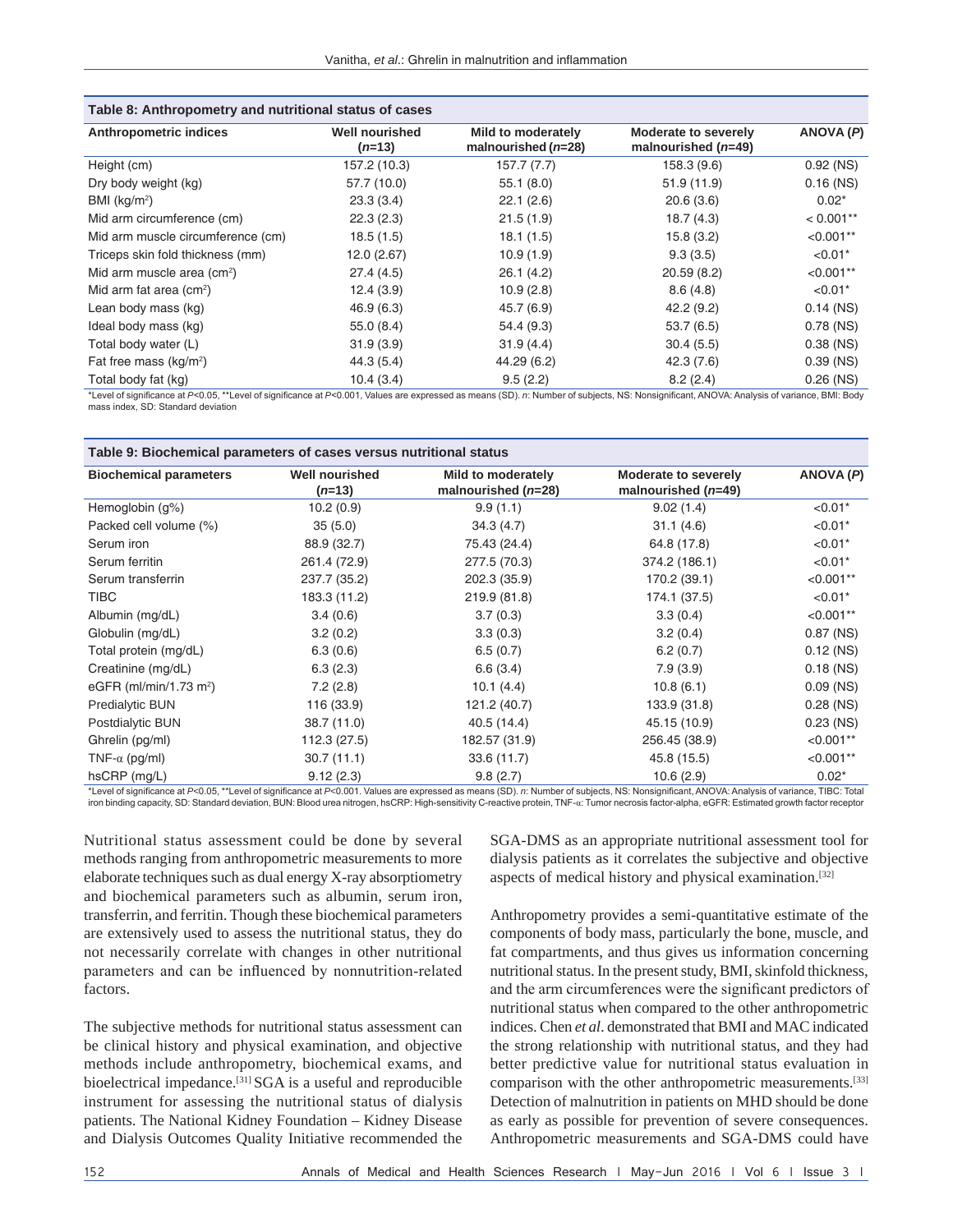**Table 8: Anthropometry and nutritional status of cases**

| Anthropometric indices | Well nourished (*n*=13) | Mild to moderately malnourished (*n*=28) | Moderate to severely malnourished (*n*=49) | ANOVA (*P*) |
|---|---|---|---|---|
| Height (cm) | 157.2 (10.3) | 157.7 (7.7) | 158.3 (9.6) | 0.92 (NS) |
| Dry body weight (kg) | 57.7 (10.0) | 55.1 (8.0) | 51.9 (11.9) | 0.16 (NS) |
| BMI (kg/m$^2$) | 23.3 (3.4) | 22.1 (2.6) | 20.6 (3.6) | 0.02* |
| Mid arm circumference (cm) | 22.3 (2.3) | 21.5 (1.9) | 18.7 (4.3) | < 0.001** |
| Mid arm muscle circumference (cm) | 18.5 (1.5) | 18.1 (1.5) | 15.8 (3.2) | <0.001** |
| Triceps skin fold thickness (mm) | 12.0 (2.67) | 10.9 (1.9) | 9.3 (3.5) | <0.01* |
| Mid arm muscle area (cm$^2$) | 27.4 (4.5) | 26.1 (4.2) | 20.59 (8.2) | <0.001** |
| Mid arm fat area (cm$^2$) | 12.4 (3.9) | 10.9 (2.8) | 8.6 (4.8) | <0.01* |
| Lean body mass (kg) | 46.9 (6.3) | 45.7 (6.9) | 42.2 (9.2) | 0.14 (NS) |
| Ideal body mass (kg) | 55.0 (8.4) | 54.4 (9.3) | 53.7 (6.5) | 0.78 (NS) |
| Total body water (L) | 31.9 (3.9) | 31.9 (4.4) | 30.4 (5.5) | 0.38 (NS) |
| Fat free mass (kg/m$^2$) | 44.3 (5.4) | 44.29 (6.2) | 42.3 (7.6) | 0.39 (NS) |
| Total body fat (kg) | 10.4 (3.4) | 9.5 (2.2) | 8.2 (2.4) | 0.26 (NS) |

*Level of significance at $P<0.05$, **Level of significance at $P<0.001$, Values are expressed as means (SD). *n*: Number of subjects, NS: Nonsignificant, ANOVA: Analysis of variance, BMI: Body mass index, SD: Standard deviation

**Table 9: Biochemical parameters of cases versus nutritional status**

| Biochemical parameters | Well nourished (*n*=13) | Mild to moderately malnourished (*n*=28) | Moderate to severely malnourished (*n*=49) | ANOVA (*P*) |
|---|---|---|---|---|
| Hemoglobin (g%) | 10.2 (0.9) | 9.9 (1.1) | 9.02 (1.4) | <0.01* |
| Packed cell volume (%) | 35 (5.0) | 34.3 (4.7) | 31.1 (4.6) | <0.01* |
| Serum iron | 88.9 (32.7) | 75.43 (24.4) | 64.8 (17.8) | <0.01* |
| Serum ferritin | 261.4 (72.9) | 277.5 (70.3) | 374.2 (186.1) | <0.01* |
| Serum transferrin | 237.7 (35.2) | 202.3 (35.9) | 170.2 (39.1) | <0.001** |
| TIBC | 183.3 (11.2) | 219.9 (81.8) | 174.1 (37.5) | <0.01* |
| Albumin (mg/dL) | 3.4 (0.6) | 3.7 (0.3) | 3.3 (0.4) | <0.001** |
| Globulin (mg/dL) | 3.2 (0.2) | 3.3 (0.3) | 3.2 (0.4) | 0.87 (NS) |
| Total protein (mg/dL) | 6.3 (0.6) | 6.5 (0.7) | 6.2 (0.7) | 0.12 (NS) |
| Creatinine (mg/dL) | 6.3 (2.3) | 6.6 (3.4) | 7.9 (3.9) | 0.18 (NS) |
| eGFR (ml/min/1.73 m$^2$) | 7.2 (2.8) | 10.1 (4.4) | 10.8 (6.1) | 0.09 (NS) |
| Predialytic BUN | 116 (33.9) | 121.2 (40.7) | 133.9 (31.8) | 0.28 (NS) |
| Postdialytic BUN | 38.7 (11.0) | 40.5 (14.4) | 45.15 (10.9) | 0.23 (NS) |
| Ghrelin (pg/ml) | 112.3 (27.5) | 182.57 (31.9) | 256.45 (38.9) | <0.001** |
| TNF-$\alpha$ (pg/ml) | 30.7 (11.1) | 33.6 (11.7) | 45.8 (15.5) | <0.001** |
| hsCRP (mg/L) | 9.12 (2.3) | 9.8 (2.7) | 10.6 (2.9) | 0.02* |

*Level of significance at $P<0.05$, **Level of significance at $P<0.001$. Values are expressed as means (SD). *n*: Number of subjects, NS: Nonsignificant, ANOVA: Analysis of variance, TIBC: Total iron binding capacity, SD: Standard deviation, BUN: Blood urea nitrogen, hsCRP: High-sensitivity C-reactive protein, TNF-$\alpha$: Tumor necrosis factor-alpha, eGFR: Estimated growth factor receptor

Nutritional status assessment could be done by several methods ranging from anthropometric measurements to more elaborate techniques such as dual energy X-ray absorptiometry and biochemical parameters such as albumin, serum iron, transferrin, and ferritin. Though these biochemical parameters are extensively used to assess the nutritional status, they do not necessarily correlate with changes in other nutritional parameters and can be influenced by nonnutrition-related factors.

The subjective methods for nutritional status assessment can be clinical history and physical examination, and objective methods include anthropometry, biochemical exams, and bioelectrical impedance.[31] SGA is a useful and reproducible instrument for assessing the nutritional status of dialysis patients. The National Kidney Foundation – Kidney Disease and Dialysis Outcomes Quality Initiative recommended the SGA-DMS as an appropriate nutritional assessment tool for dialysis patients as it correlates the subjective and objective aspects of medical history and physical examination.[32]

Anthropometry provides a semi-quantitative estimate of the components of body mass, particularly the bone, muscle, and fat compartments, and thus gives us information concerning nutritional status. In the present study, BMI, skinfold thickness, and the arm circumferences were the significant predictors of nutritional status when compared to the other anthropometric indices. Chen *et al*. demonstrated that BMI and MAC indicated the strong relationship with nutritional status, and they had better predictive value for nutritional status evaluation in comparison with the other anthropometric measurements.[33] Detection of malnutrition in patients on MHD should be done as early as possible for prevention of severe consequences. Anthropometric measurements and SGA-DMS could have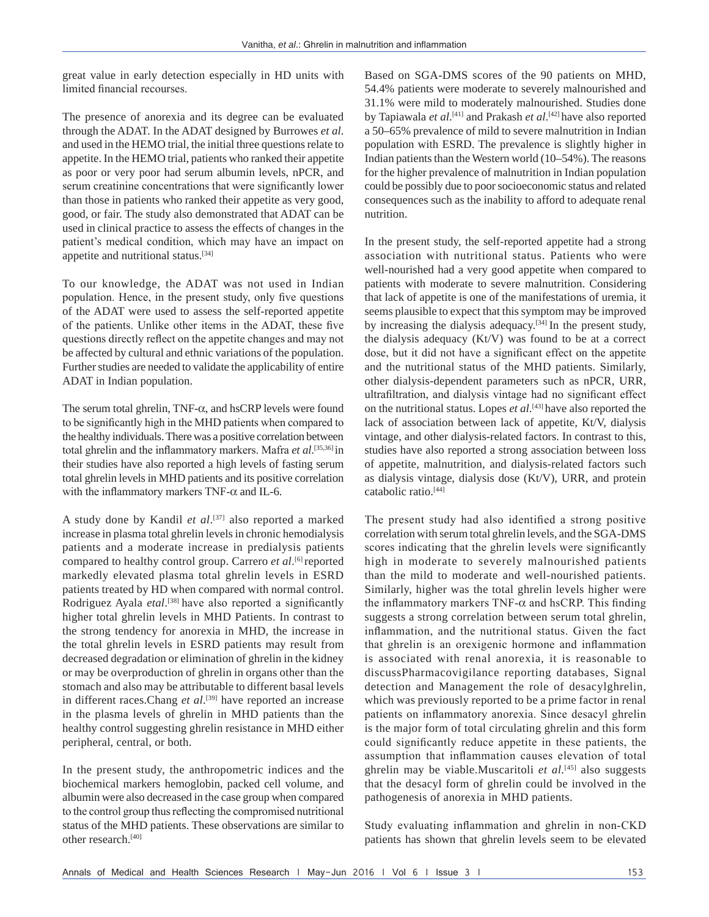great value in early detection especially in HD units with limited financial recourses.

The presence of anorexia and its degree can be evaluated through the ADAT. In the ADAT designed by Burrowes *et al*. and used in the HEMO trial, the initial three questions relate to appetite. In the HEMO trial, patients who ranked their appetite as poor or very poor had serum albumin levels, nPCR, and serum creatinine concentrations that were significantly lower than those in patients who ranked their appetite as very good, good, or fair. The study also demonstrated that ADAT can be used in clinical practice to assess the effects of changes in the patient's medical condition, which may have an impact on appetite and nutritional status.[34]

To our knowledge, the ADAT was not used in Indian population. Hence, in the present study, only five questions of the ADAT were used to assess the self-reported appetite of the patients. Unlike other items in the ADAT, these five questions directly reflect on the appetite changes and may not be affected by cultural and ethnic variations of the population. Further studies are needed to validate the applicability of entire ADAT in Indian population.

The serum total ghrelin, TNF-$\alpha$, and hsCRP levels were found to be significantly high in the MHD patients when compared to the healthy individuals. There was a positive correlation between total ghrelin and the inflammatory markers. Mafra *et al*.[35,36] in their studies have also reported a high levels of fasting serum total ghrelin levels in MHD patients and its positive correlation with the inflammatory markers TNF-$\alpha$ and IL-6.

A study done by Kandil *et al*.[37] also reported a marked increase in plasma total ghrelin levels in chronic hemodialysis patients and a moderate increase in predialysis patients compared to healthy control group. Carrero *et al*.[6] reported markedly elevated plasma total ghrelin levels in ESRD patients treated by HD when compared with normal control. Rodriguez Ayala *etal*.[38] have also reported a significantly higher total ghrelin levels in MHD Patients. In contrast to the strong tendency for anorexia in MHD, the increase in the total ghrelin levels in ESRD patients may result from decreased degradation or elimination of ghrelin in the kidney or may be overproduction of ghrelin in organs other than the stomach and also may be attributable to different basal levels in different races.Chang *et al*.[39] have reported an increase in the plasma levels of ghrelin in MHD patients than the healthy control suggesting ghrelin resistance in MHD either peripheral, central, or both.

In the present study, the anthropometric indices and the biochemical markers hemoglobin, packed cell volume, and albumin were also decreased in the case group when compared to the control group thus reflecting the compromised nutritional status of the MHD patients. These observations are similar to other research.[40]

Based on SGA-DMS scores of the 90 patients on MHD, 54.4% patients were moderate to severely malnourished and 31.1% were mild to moderately malnourished. Studies done by Tapiawala *et al*.[41] and Prakash *et al*.[42] have also reported a 50–65% prevalence of mild to severe malnutrition in Indian population with ESRD. The prevalence is slightly higher in Indian patients than the Western world (10–54%). The reasons for the higher prevalence of malnutrition in Indian population could be possibly due to poor socioeconomic status and related consequences such as the inability to afford to adequate renal nutrition.

In the present study, the self-reported appetite had a strong association with nutritional status. Patients who were well-nourished had a very good appetite when compared to patients with moderate to severe malnutrition. Considering that lack of appetite is one of the manifestations of uremia, it seems plausible to expect that this symptom may be improved by increasing the dialysis adequacy.[34] In the present study, the dialysis adequacy (Kt/V) was found to be at a correct dose, but it did not have a significant effect on the appetite and the nutritional status of the MHD patients. Similarly, other dialysis-dependent parameters such as nPCR, URR, ultrafiltration, and dialysis vintage had no significant effect on the nutritional status. Lopes *et al*.[43] have also reported the lack of association between lack of appetite, Kt/V, dialysis vintage, and other dialysis-related factors. In contrast to this, studies have also reported a strong association between loss of appetite, malnutrition, and dialysis-related factors such as dialysis vintage, dialysis dose (Kt/V), URR, and protein catabolic ratio.[44]

The present study had also identified a strong positive correlation with serum total ghrelin levels, and the SGA-DMS scores indicating that the ghrelin levels were significantly high in moderate to severely malnourished patients than the mild to moderate and well-nourished patients. Similarly, higher was the total ghrelin levels higher were the inflammatory markers TNF-$\alpha$ and hsCRP. This finding suggests a strong correlation between serum total ghrelin, inflammation, and the nutritional status. Given the fact that ghrelin is an orexigenic hormone and inflammation is associated with renal anorexia, it is reasonable to discussPharmacovigilance reporting databases, Signal detection and Management the role of desacylghrelin, which was previously reported to be a prime factor in renal patients on inflammatory anorexia. Since desacyl ghrelin is the major form of total circulating ghrelin and this form could significantly reduce appetite in these patients, the assumption that inflammation causes elevation of total ghrelin may be viable.Muscaritoli *et al*.[45] also suggests that the desacyl form of ghrelin could be involved in the pathogenesis of anorexia in MHD patients.

Study evaluating inflammation and ghrelin in non-CKD patients has shown that ghrelin levels seem to be elevated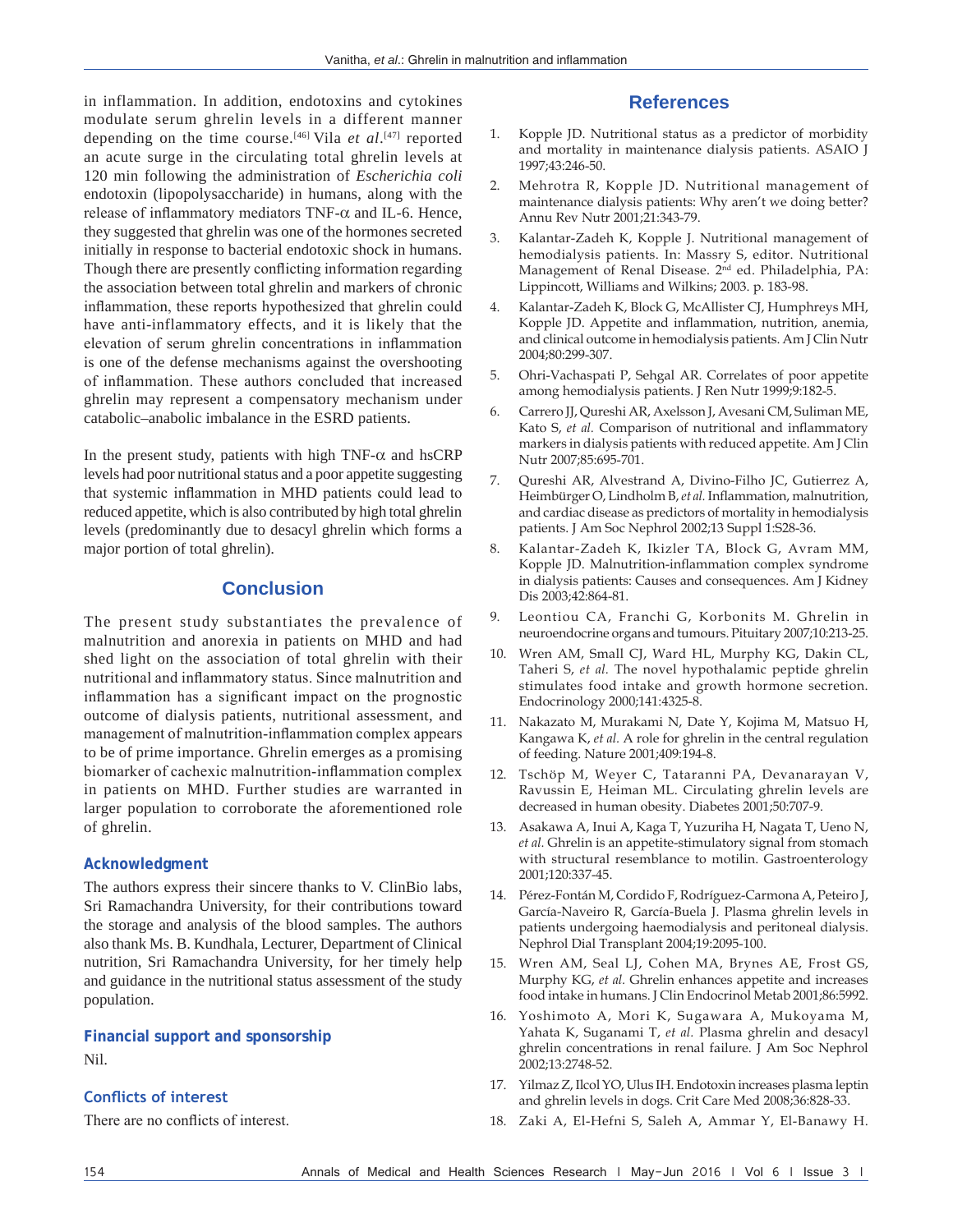in inflammation. In addition, endotoxins and cytokines modulate serum ghrelin levels in a different manner depending on the time course.[46] Vila *et al*.[47] reported an acute surge in the circulating total ghrelin levels at 120 min following the administration of *Escherichia coli* endotoxin (lipopolysaccharide) in humans, along with the release of inflammatory mediators TNF-α and IL-6. Hence, they suggested that ghrelin was one of the hormones secreted initially in response to bacterial endotoxic shock in humans. Though there are presently conflicting information regarding the association between total ghrelin and markers of chronic inflammation, these reports hypothesized that ghrelin could have anti-inflammatory effects, and it is likely that the elevation of serum ghrelin concentrations in inflammation is one of the defense mechanisms against the overshooting of inflammation. These authors concluded that increased ghrelin may represent a compensatory mechanism under catabolic–anabolic imbalance in the ESRD patients.

In the present study, patients with high TNF-α and hsCRP levels had poor nutritional status and a poor appetite suggesting that systemic inflammation in MHD patients could lead to reduced appetite, which is also contributed by high total ghrelin levels (predominantly due to desacyl ghrelin which forms a major portion of total ghrelin).

## Conclusion

The present study substantiates the prevalence of malnutrition and anorexia in patients on MHD and had shed light on the association of total ghrelin with their nutritional and inflammatory status. Since malnutrition and inflammation has a significant impact on the prognostic outcome of dialysis patients, nutritional assessment, and management of malnutrition-inflammation complex appears to be of prime importance. Ghrelin emerges as a promising biomarker of cachexic malnutrition-inflammation complex in patients on MHD. Further studies are warranted in larger population to corroborate the aforementioned role of ghrelin.

### Acknowledgment

The authors express their sincere thanks to V. ClinBio labs, Sri Ramachandra University, for their contributions toward the storage and analysis of the blood samples. The authors also thank Ms. B. Kundhala, Lecturer, Department of Clinical nutrition, Sri Ramachandra University, for her timely help and guidance in the nutritional status assessment of the study population.

### Financial support and sponsorship

Nil.

### Conflicts of interest

There are no conflicts of interest.

## References

1. Kopple JD. Nutritional status as a predictor of morbidity and mortality in maintenance dialysis patients. ASAIO J 1997;43:246-50.
2. Mehrotra R, Kopple JD. Nutritional management of maintenance dialysis patients: Why aren't we doing better? Annu Rev Nutr 2001;21:343-79.
3. Kalantar-Zadeh K, Kopple J. Nutritional management of hemodialysis patients. In: Massry S, editor. Nutritional Management of Renal Disease. 2nd ed. Philadelphia, PA: Lippincott, Williams and Wilkins; 2003. p. 183-98.
4. Kalantar-Zadeh K, Block G, McAllister CJ, Humphreys MH, Kopple JD. Appetite and inflammation, nutrition, anemia, and clinical outcome in hemodialysis patients. Am J Clin Nutr 2004;80:299-307.
5. Ohri-Vachaspati P, Sehgal AR. Correlates of poor appetite among hemodialysis patients. J Ren Nutr 1999;9:182-5.
6. Carrero JJ, Qureshi AR, Axelsson J, Avesani CM, Suliman ME, Kato S, *et al.* Comparison of nutritional and inflammatory markers in dialysis patients with reduced appetite. Am J Clin Nutr 2007;85:695-701.
7. Qureshi AR, Alvestrand A, Divino-Filho JC, Gutierrez A, Heimbürger O, Lindholm B, *et al.* Inflammation, malnutrition, and cardiac disease as predictors of mortality in hemodialysis patients. J Am Soc Nephrol 2002;13 Suppl 1:S28-36.
8. Kalantar-Zadeh K, Ikizler TA, Block G, Avram MM, Kopple JD. Malnutrition-inflammation complex syndrome in dialysis patients: Causes and consequences. Am J Kidney Dis 2003;42:864-81.
9. Leontiou CA, Franchi G, Korbonits M. Ghrelin in neuroendocrine organs and tumours. Pituitary 2007;10:213-25.
10. Wren AM, Small CJ, Ward HL, Murphy KG, Dakin CL, Taheri S, *et al.* The novel hypothalamic peptide ghrelin stimulates food intake and growth hormone secretion. Endocrinology 2000;141:4325-8.
11. Nakazato M, Murakami N, Date Y, Kojima M, Matsuo H, Kangawa K, *et al.* A role for ghrelin in the central regulation of feeding. Nature 2001;409:194-8.
12. Tschöp M, Weyer C, Tataranni PA, Devanarayan V, Ravussin E, Heiman ML. Circulating ghrelin levels are decreased in human obesity. Diabetes 2001;50:707-9.
13. Asakawa A, Inui A, Kaga T, Yuzuriha H, Nagata T, Ueno N, *et al.* Ghrelin is an appetite-stimulatory signal from stomach with structural resemblance to motilin. Gastroenterology 2001;120:337-45.
14. Pérez-Fontán M, Cordido F, Rodríguez-Carmona A, Peteiro J, García-Naveiro R, García-Buela J. Plasma ghrelin levels in patients undergoing haemodialysis and peritoneal dialysis. Nephrol Dial Transplant 2004;19:2095-100.
15. Wren AM, Seal LJ, Cohen MA, Brynes AE, Frost GS, Murphy KG, *et al.* Ghrelin enhances appetite and increases food intake in humans. J Clin Endocrinol Metab 2001;86:5992.
16. Yoshimoto A, Mori K, Sugawara A, Mukoyama M, Yahata K, Suganami T, *et al.* Plasma ghrelin and desacyl ghrelin concentrations in renal failure. J Am Soc Nephrol 2002;13:2748-52.
17. Yilmaz Z, Ilcol YO, Ulus IH. Endotoxin increases plasma leptin and ghrelin levels in dogs. Crit Care Med 2008;36:828-33.
18. Zaki A, El-Hefni S, Saleh A, Ammar Y, El-Banawy H.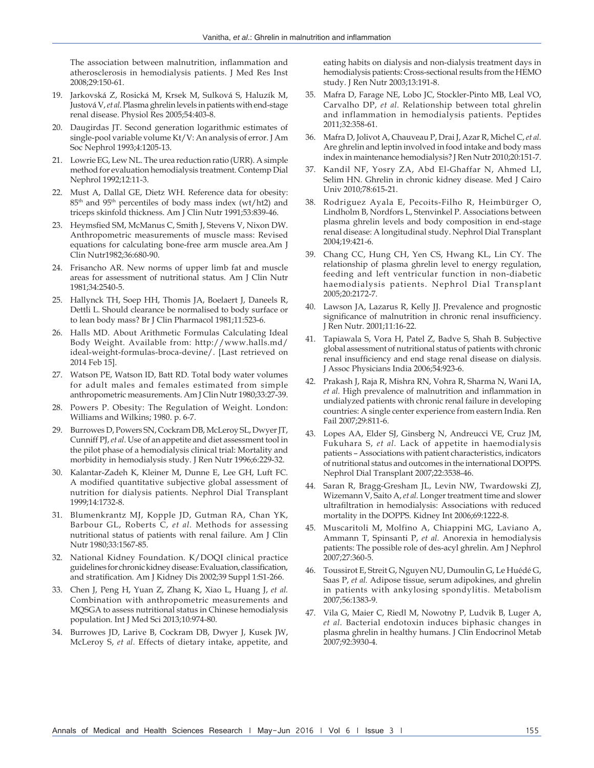The association between malnutrition, inflammation and atherosclerosis in hemodialysis patients. J Med Res Inst 2008;29:150-61.

19. Jarkovská Z, Rosická M, Krsek M, Sulková S, Haluzík M, Justová V, *et al.* Plasma ghrelin levels in patients with end-stage renal disease. Physiol Res 2005;54:403-8.
20. Daugirdas JT. Second generation logarithmic estimates of single-pool variable volume Kt/V: An analysis of error. J Am Soc Nephrol 1993;4:1205-13.
21. Lowrie EG, Lew NL. The urea reduction ratio (URR). A simple method for evaluation hemodialysis treatment. Contemp Dial Nephrol 1992;12:11-3.
22. Must A, Dallal GE, Dietz WH. Reference data for obesity: 85th and 95th percentiles of body mass index (wt/ht2) and triceps skinfold thickness. Am J Clin Nutr 1991;53:839-46.
23. Heymsfied SM, McManus C, Smith J, Stevens V, Nixon DW. Anthropometric measurements of muscle mass: Revised equations for calculating bone-free arm muscle area.Am J Clin Nutr1982;36:680-90.
24. Frisancho AR. New norms of upper limb fat and muscle areas for assessment of nutritional status. Am J Clin Nutr 1981;34:2540-5.
25. Hallynck TH, Soep HH, Thomis JA, Boelaert J, Daneels R, Dettli L. Should clearance be normalised to body surface or to lean body mass? Br J Clin Pharmacol 1981;11:523-6.
26. Halls MD. About Arithmetic Formulas Calculating Ideal Body Weight. Available from: http://www.halls.md/ideal-weight-formulas-broca-devine/. [Last retrieved on 2014 Feb 15].
27. Watson PE, Watson ID, Batt RD. Total body water volumes for adult males and females estimated from simple anthropometric measurements. Am J Clin Nutr 1980;33:27-39.
28. Powers P. Obesity: The Regulation of Weight. London: Williams and Wilkins; 1980. p. 6-7.
29. Burrowes D, Powers SN, Cockram DB, McLeroy SL, Dwyer JT, Cunniff PJ, *et al*. Use of an appetite and diet assessment tool in the pilot phase of a hemodialysis clinical trial: Mortality and morbidity in hemodialysis study. J Ren Nutr 1996;6:229-32.
30. Kalantar-Zadeh K, Kleiner M, Dunne E, Lee GH, Luft FC. A modified quantitative subjective global assessment of nutrition for dialysis patients. Nephrol Dial Transplant 1999;14:1732-8.
31. Blumenkrantz MJ, Kopple JD, Gutman RA, Chan YK, Barbour GL, Roberts C, *et al*. Methods for assessing nutritional status of patients with renal failure. Am J Clin Nutr 1980;33:1567-85.
32. National Kidney Foundation. K/DOQI clinical practice guidelines for chronic kidney disease: Evaluation, classification, and stratification. Am J Kidney Dis 2002;39 Suppl 1:S1-266.
33. Chen J, Peng H, Yuan Z, Zhang K, Xiao L, Huang J, *et al.* Combination with anthropometric measurements and MQSGA to assess nutritional status in Chinese hemodialysis population. Int J Med Sci 2013;10:974-80.
34. Burrowes JD, Larive B, Cockram DB, Dwyer J, Kusek JW, McLeroy S, *et al*. Effects of dietary intake, appetite, and eating habits on dialysis and non-dialysis treatment days in hemodialysis patients: Cross-sectional results from the HEMO study. J Ren Nutr 2003;13:191-8.
35. Mafra D, Farage NE, Lobo JC, Stockler-Pinto MB, Leal VO, Carvalho DP, *et al.* Relationship between total ghrelin and inflammation in hemodialysis patients. Peptides 2011;32:358-61.
36. Mafra D, Jolivot A, Chauveau P, Drai J, Azar R, Michel C, *et al.* Are ghrelin and leptin involved in food intake and body mass index in maintenance hemodialysis? J Ren Nutr 2010;20:151-7.
37. Kandil NF, Yosry ZA, Abd El-Ghaffar N, Ahmed LI, Selim HN. Ghrelin in chronic kidney disease. Med J Cairo Univ 2010;78:615-21.
38. Rodriguez Ayala E, Pecoits-Filho R, Heimbürger O, Lindholm B, Nordfors L, Stenvinkel P. Associations between plasma ghrelin levels and body composition in end-stage renal disease: A longitudinal study. Nephrol Dial Transplant 2004;19:421-6.
39. Chang CC, Hung CH, Yen CS, Hwang KL, Lin CY. The relationship of plasma ghrelin level to energy regulation, feeding and left ventricular function in non-diabetic haemodialysis patients. Nephrol Dial Transplant 2005;20:2172-7.
40. Lawson JA, Lazarus R, Kelly JJ. Prevalence and prognostic significance of malnutrition in chronic renal insufficiency. J Ren Nutr. 2001;11:16-22.
41. Tapiawala S, Vora H, Patel Z, Badve S, Shah B. Subjective global assessment of nutritional status of patients with chronic renal insufficiency and end stage renal disease on dialysis. J Assoc Physicians India 2006;54:923-6.
42. Prakash J, Raja R, Mishra RN, Vohra R, Sharma N, Wani IA, *et al.* High prevalence of malnutrition and inflammation in undialyzed patients with chronic renal failure in developing countries: A single center experience from eastern India. Ren Fail 2007;29:811-6.
43. Lopes AA, Elder SJ, Ginsberg N, Andreucci VE, Cruz JM, Fukuhara S, *et al.* Lack of appetite in haemodialysis patients – Associations with patient characteristics, indicators of nutritional status and outcomes in the international DOPPS. Nephrol Dial Transplant 2007;22:3538-46.
44. Saran R, Bragg-Gresham JL, Levin NW, Twardowski ZJ, Wizemann V, Saito A, *et al.* Longer treatment time and slower ultrafiltration in hemodialysis: Associations with reduced mortality in the DOPPS. Kidney Int 2006;69:1222-8.
45. Muscaritoli M, Molfino A, Chiappini MG, Laviano A, Ammann T, Spinsanti P, *et al.* Anorexia in hemodialysis patients: The possible role of des-acyl ghrelin. Am J Nephrol 2007;27:360-5.
46. Toussirot E, Streit G, Nguyen NU, Dumoulin G, Le Huédé G, Saas P, *et al.* Adipose tissue, serum adipokines, and ghrelin in patients with ankylosing spondylitis. Metabolism 2007;56:1383-9.
47. Vila G, Maier C, Riedl M, Nowotny P, Ludvik B, Luger A, *et al.* Bacterial endotoxin induces biphasic changes in plasma ghrelin in healthy humans. J Clin Endocrinol Metab 2007;92:3930-4.